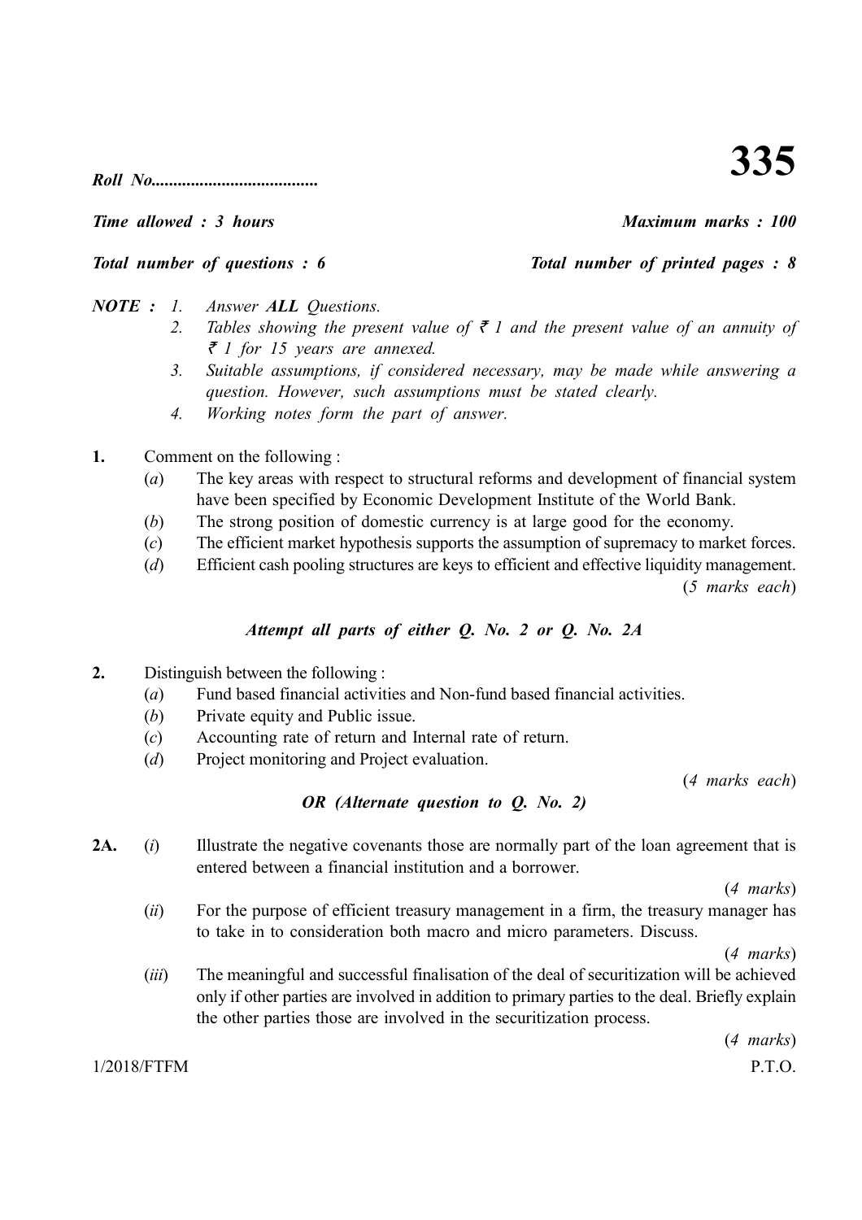# 335

***Roll No......................................***

***Time allowed : 3 hours*** ***Maximum marks : 100***

***Total number of questions : 6*** ***Total number of printed pages : 8***

***NOTE :***
1. *Answer **ALL** Questions.*
2. *Tables showing the present value of ₹ 1 and the present value of an annuity of ₹ 1 for 15 years are annexed.*
3. *Suitable assumptions, if considered necessary, may be made while answering a question. However, such assumptions must be stated clearly.*
4. *Working notes form the part of answer.*

**1.** Comment on the following :

(*a*) The key areas with respect to structural reforms and development of financial system have been specified by Economic Development Institute of the World Bank.

(*b*) The strong position of domestic currency is at large good for the economy.

(*c*) The efficient market hypothesis supports the assumption of supremacy to market forces.

(*d*) Efficient cash pooling structures are keys to efficient and effective liquidity management.

(*5 marks each*)

***Attempt all parts of either Q. No. 2 or Q. No. 2A***

**2.** Distinguish between the following :

(*a*) Fund based financial activities and Non-fund based financial activities.

(*b*) Private equity and Public issue.

(*c*) Accounting rate of return and Internal rate of return.

(*d*) Project monitoring and Project evaluation.

(*4 marks each*)

***OR (Alternate question to Q. No. 2)***

**2A.** (*i*) Illustrate the negative covenants those are normally part of the loan agreement that is entered between a financial institution and a borrower.

(*4 marks*)

(*ii*) For the purpose of efficient treasury management in a firm, the treasury manager has to take in to consideration both macro and micro parameters. Discuss.

(*4 marks*)

(*iii*) The meaningful and successful finalisation of the deal of securitization will be achieved only if other parties are involved in addition to primary parties to the deal. Briefly explain the other parties those are involved in the securitization process.

(*4 marks*)

1/2018/FTFM P.T.O.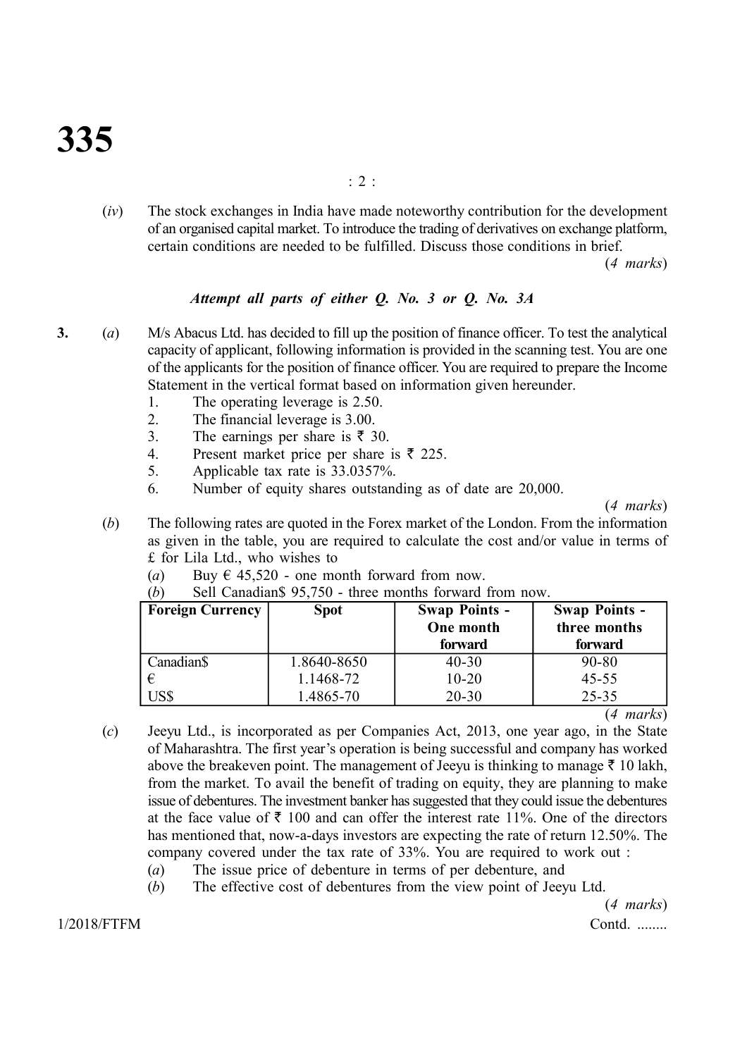(*iv*) The stock exchanges in India have made noteworthy contribution for the development of an organised capital market. To introduce the trading of derivatives on exchange platform, certain conditions are needed to be fulfilled. Discuss those conditions in brief.

(*4 marks*)

***Attempt all parts of either Q. No. 3 or Q. No. 3A***

**3.** (*a*) M/s Abacus Ltd. has decided to fill up the position of finance officer. To test the analytical capacity of applicant, following information is provided in the scanning test. You are one of the applicants for the position of finance officer. You are required to prepare the Income Statement in the vertical format based on information given hereunder.

1. The operating leverage is 2.50.
2. The financial leverage is 3.00.
3. The earnings per share is ₹ 30.
4. Present market price per share is ₹ 225.
5. Applicable tax rate is 33.0357%.
6. Number of equity shares outstanding as of date are 20,000.

(*4 marks*)

(*b*) The following rates are quoted in the Forex market of the London. From the information as given in the table, you are required to calculate the cost and/or value in terms of £ for Lila Ltd., who wishes to

(*a*) Buy € 45,520 - one month forward from now.

(*b*) Sell Canadian$ 95,750 - three months forward from now.

| Foreign Currency | Spot | Swap Points - One month forward | Swap Points - three months forward |
|---|---|---|---|
| Canadian$ | 1.8640-8650 | 40-30 | 90-80 |
| € | 1.1468-72 | 10-20 | 45-55 |
| US$ | 1.4865-70 | 20-30 | 25-35 |

(*4 marks*)

(*c*) Jeeyu Ltd., is incorporated as per Companies Act, 2013, one year ago, in the State of Maharashtra. The first year's operation is being successful and company has worked above the breakeven point. The management of Jeeyu is thinking to manage ₹ 10 lakh, from the market. To avail the benefit of trading on equity, they are planning to make issue of debentures. The investment banker has suggested that they could issue the debentures at the face value of ₹ 100 and can offer the interest rate 11%. One of the directors has mentioned that, now-a-days investors are expecting the rate of return 12.50%. The company covered under the tax rate of 33%. You are required to work out :

(*a*) The issue price of debenture in terms of per debenture, and

(*b*) The effective cost of debentures from the view point of Jeeyu Ltd.

(*4 marks*)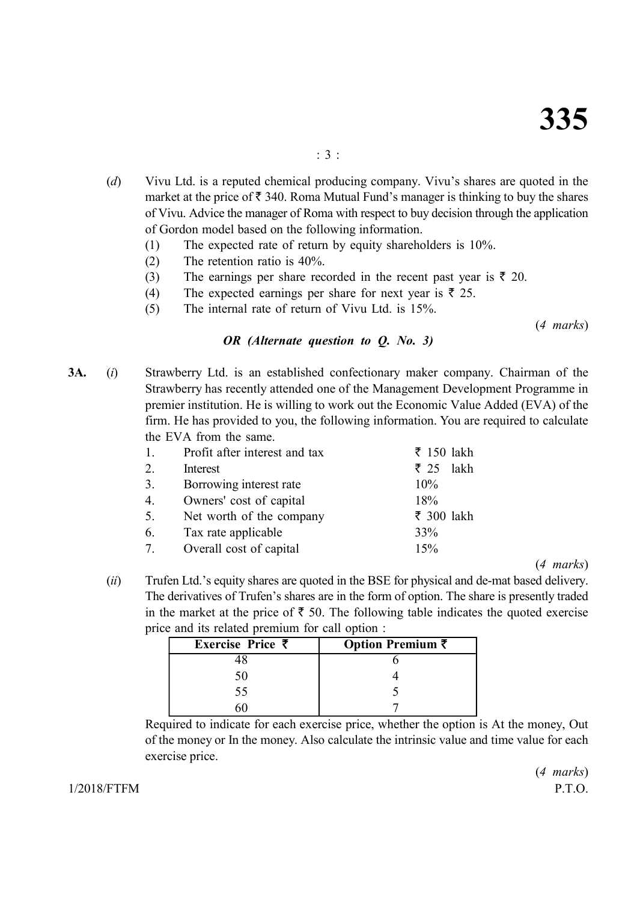(*d*) Vivu Ltd. is a reputed chemical producing company. Vivu's shares are quoted in the market at the price of ₹ 340. Roma Mutual Fund's manager is thinking to buy the shares of Vivu. Advice the manager of Roma with respect to buy decision through the application of Gordon model based on the following information.

(1) The expected rate of return by equity shareholders is 10%.
(2) The retention ratio is 40%.
(3) The earnings per share recorded in the recent past year is ₹ 20.
(4) The expected earnings per share for next year is ₹ 25.
(5) The internal rate of return of Vivu Ltd. is 15%.

(*4 marks*)

***OR (Alternate question to Q. No. 3)***

**3A.** (*i*) Strawberry Ltd. is an established confectionary maker company. Chairman of the Strawberry has recently attended one of the Management Development Programme in premier institution. He is willing to work out the Economic Value Added (EVA) of the firm. He has provided to you, the following information. You are required to calculate the EVA from the same.

| | | |
|---|---|---|
| 1. | Profit after interest and tax | ₹ 150 lakh |
| 2. | Interest | ₹ 25 lakh |
| 3. | Borrowing interest rate | 10% |
| 4. | Owners' cost of capital | 18% |
| 5. | Net worth of the company | ₹ 300 lakh |
| 6. | Tax rate applicable | 33% |
| 7. | Overall cost of capital | 15% |

(*4 marks*)

(*ii*) Trufen Ltd.'s equity shares are quoted in the BSE for physical and de-mat based delivery. The derivatives of Trufen's shares are in the form of option. The share is presently traded in the market at the price of ₹ 50. The following table indicates the quoted exercise price and its related premium for call option :

| Exercise Price ₹ | Option Premium ₹ |
|---|---|
| 48 | 6 |
| 50 | 4 |
| 55 | 5 |
| 60 | 7 |

Required to indicate for each exercise price, whether the option is At the money, Out of the money or In the money. Also calculate the intrinsic value and time value for each exercise price.

(*4 marks*)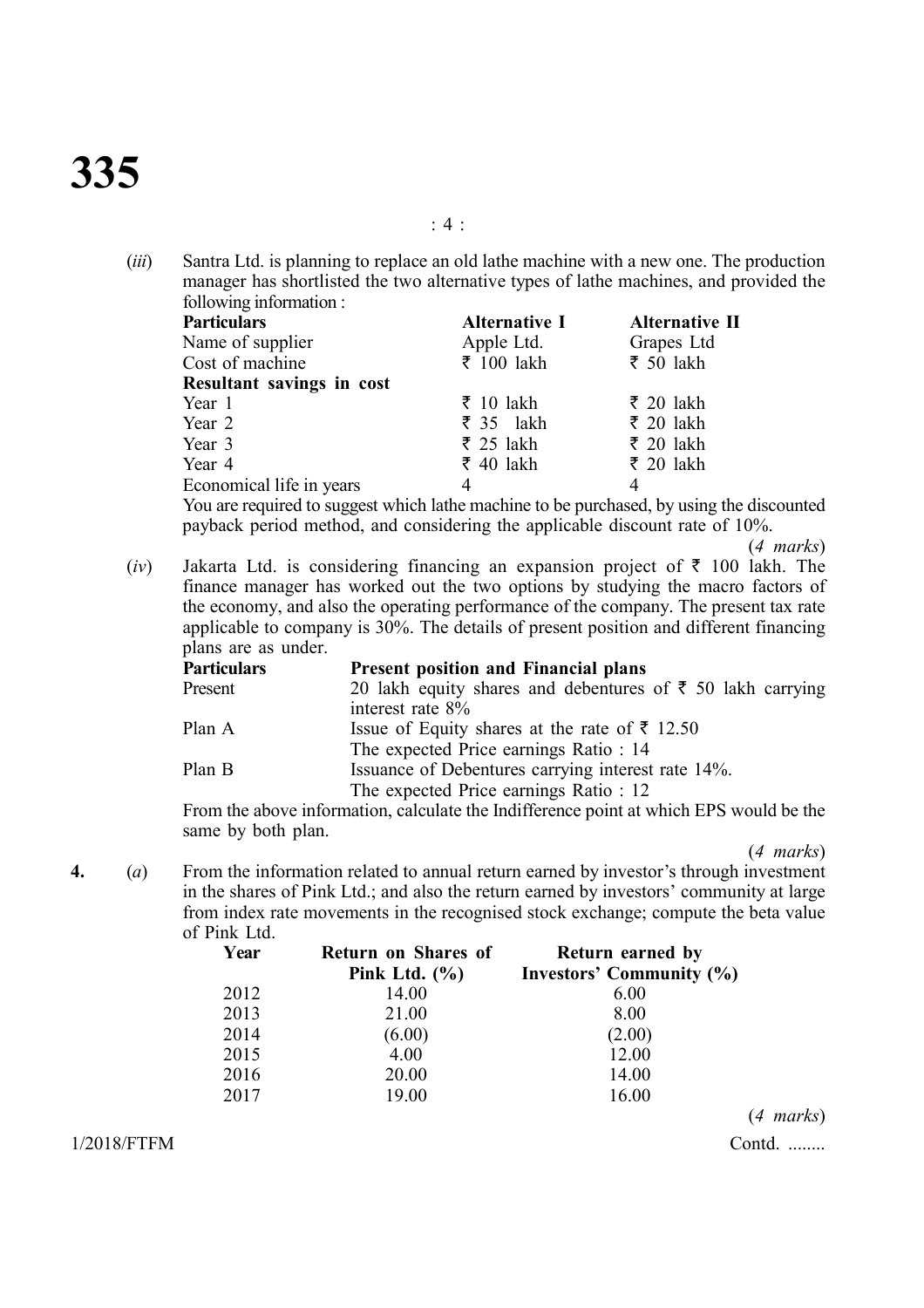(*iii*) Santra Ltd. is planning to replace an old lathe machine with a new one. The production manager has shortlisted the two alternative types of lathe machines, and provided the following information :

| **Particulars** | **Alternative I** | **Alternative II** |
|---|---|---|
| Name of supplier | Apple Ltd. | Grapes Ltd |
| Cost of machine | ₹ 100 lakh | ₹ 50 lakh |
| **Resultant savings in cost** | | |
| Year 1 | ₹ 10 lakh | ₹ 20 lakh |
| Year 2 | ₹ 35 lakh | ₹ 20 lakh |
| Year 3 | ₹ 25 lakh | ₹ 20 lakh |
| Year 4 | ₹ 40 lakh | ₹ 20 lakh |
| Economical life in years | 4 | 4 |

You are required to suggest which lathe machine to be purchased, by using the discounted payback period method, and considering the applicable discount rate of 10%.

(*4 marks*)

(*iv*) Jakarta Ltd. is considering financing an expansion project of ₹ 100 lakh. The finance manager has worked out the two options by studying the macro factors of the economy, and also the operating performance of the company. The present tax rate applicable to company is 30%. The details of present position and different financing plans are as under.

| **Particulars** | **Present position and Financial plans** |
|---|---|
| Present | 20 lakh equity shares and debentures of ₹ 50 lakh carrying interest rate 8% |
| Plan A | Issue of Equity shares at the rate of ₹ 12.50<br>The expected Price earnings Ratio : 14 |
| Plan B | Issuance of Debentures carrying interest rate 14%.<br>The expected Price earnings Ratio : 12 |

From the above information, calculate the Indifference point at which EPS would be the same by both plan.

(*4 marks*)

**4.** (*a*) From the information related to annual return earned by investor's through investment in the shares of Pink Ltd.; and also the return earned by investors' community at large from index rate movements in the recognised stock exchange; compute the beta value of Pink Ltd.

| **Year** | **Return on Shares of Pink Ltd. (%)** | **Return earned by Investors' Community (%)** |
|---|---|---|
| 2012 | 14.00 | 6.00 |
| 2013 | 21.00 | 8.00 |
| 2014 | (6.00) | (2.00) |
| 2015 | 4.00 | 12.00 |
| 2016 | 20.00 | 14.00 |
| 2017 | 19.00 | 16.00 |

(*4 marks*)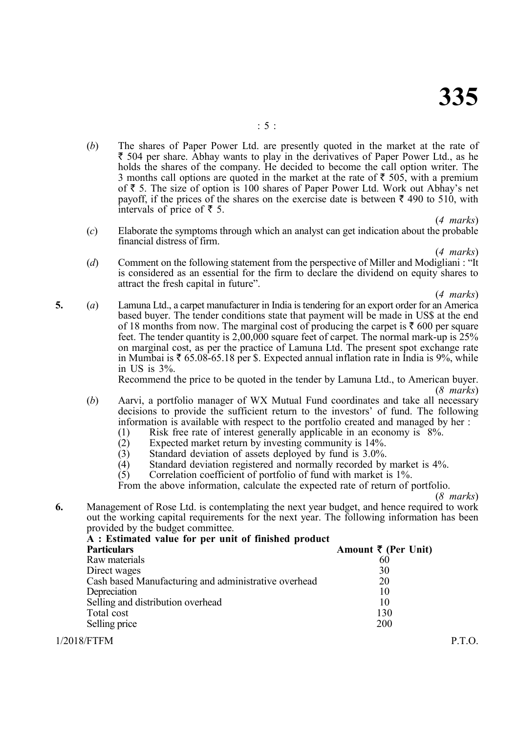(*b*) The shares of Paper Power Ltd. are presently quoted in the market at the rate of ₹ 504 per share. Abhay wants to play in the derivatives of Paper Power Ltd., as he holds the shares of the company. He decided to become the call option writer. The 3 months call options are quoted in the market at the rate of ₹ 505, with a premium of ₹ 5. The size of option is 100 shares of Paper Power Ltd. Work out Abhay's net payoff, if the prices of the shares on the exercise date is between ₹ 490 to 510, with intervals of price of ₹ 5.

(*4 marks*)

(*c*) Elaborate the symptoms through which an analyst can get indication about the probable financial distress of firm.

(*4 marks*)

(*d*) Comment on the following statement from the perspective of Miller and Modigliani : "It is considered as an essential for the firm to declare the dividend on equity shares to attract the fresh capital in future".

(*4 marks*)

**5.** (*a*) Lamuna Ltd., a carpet manufacturer in India is tendering for an export order for an America based buyer. The tender conditions state that payment will be made in US$ at the end of 18 months from now. The marginal cost of producing the carpet is ₹ 600 per square feet. The tender quantity is 2,00,000 square feet of carpet. The normal mark-up is 25% on marginal cost, as per the practice of Lamuna Ltd. The present spot exchange rate in Mumbai is ₹ 65.08-65.18 per $. Expected annual inflation rate in India is 9%, while in US is 3%.

Recommend the price to be quoted in the tender by Lamuna Ltd., to American buyer.

(*8 marks*)

(*b*) Aarvi, a portfolio manager of WX Mutual Fund coordinates and take all necessary decisions to provide the sufficient return to the investors' of fund. The following information is available with respect to the portfolio created and managed by her :

(1) Risk free rate of interest generally applicable in an economy is 8%.
(2) Expected market return by investing community is 14%.
(3) Standard deviation of assets deployed by fund is 3.0%.
(4) Standard deviation registered and normally recorded by market is 4%.
(5) Correlation coefficient of portfolio of fund with market is 1%.

From the above information, calculate the expected rate of return of portfolio.

(*8 marks*)

**6.** Management of Rose Ltd. is contemplating the next year budget, and hence required to work out the working capital requirements for the next year. The following information has been provided by the budget committee.

**A : Estimated value for per unit of finished product**

| **Particulars** | **Amount ₹ (Per Unit)** |
|---|---|
| Raw materials | 60 |
| Direct wages | 30 |
| Cash based Manufacturing and administrative overhead | 20 |
| Depreciation | 10 |
| Selling and distribution overhead | 10 |
| Total cost | 130 |
| Selling price | 200 |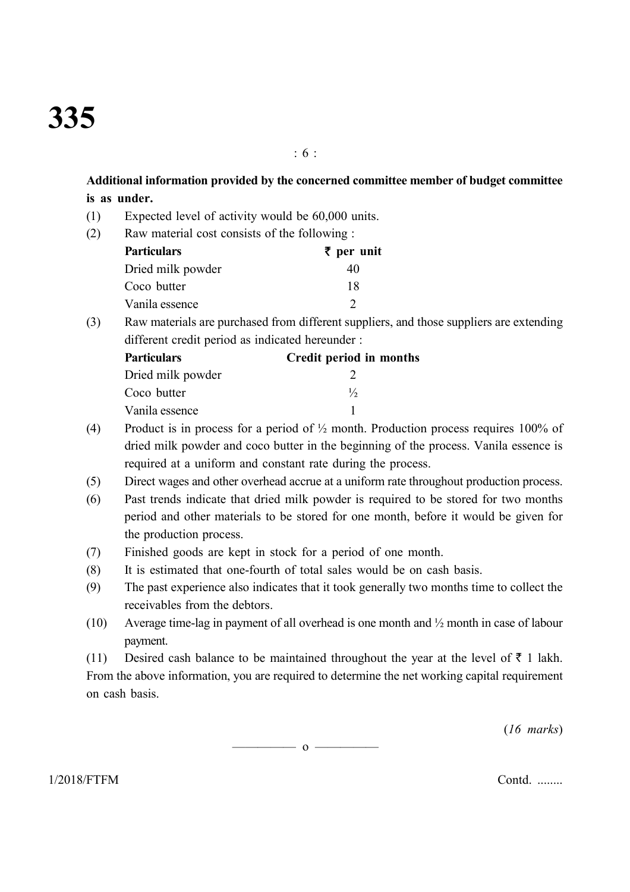**Additional information provided by the concerned committee member of budget committee is as under.**

(1) Expected level of activity would be 60,000 units.

(2) Raw material cost consists of the following :

| **Particulars** | **₹ per unit** |
| --- | --- |
| Dried milk powder | 40 |
| Coco butter | 18 |
| Vanila essence | 2 |

(3) Raw materials are purchased from different suppliers, and those suppliers are extending different credit period as indicated hereunder :

| **Particulars** | **Credit period in months** |
| --- | --- |
| Dried milk powder | 2 |
| Coco butter | ½ |
| Vanila essence | 1 |

(4) Product is in process for a period of ½ month. Production process requires 100% of dried milk powder and coco butter in the beginning of the process. Vanila essence is required at a uniform and constant rate during the process.

(5) Direct wages and other overhead accrue at a uniform rate throughout production process.

(6) Past trends indicate that dried milk powder is required to be stored for two months period and other materials to be stored for one month, before it would be given for the production process.

(7) Finished goods are kept in stock for a period of one month.

(8) It is estimated that one-fourth of total sales would be on cash basis.

(9) The past experience also indicates that it took generally two months time to collect the receivables from the debtors.

(10) Average time-lag in payment of all overhead is one month and ½ month in case of labour payment.

(11) Desired cash balance to be maintained throughout the year at the level of ₹ 1 lakh. From the above information, you are required to determine the net working capital requirement on cash basis.

(*16 marks*)

———— o ————

1/2018/FTFM

Contd. ........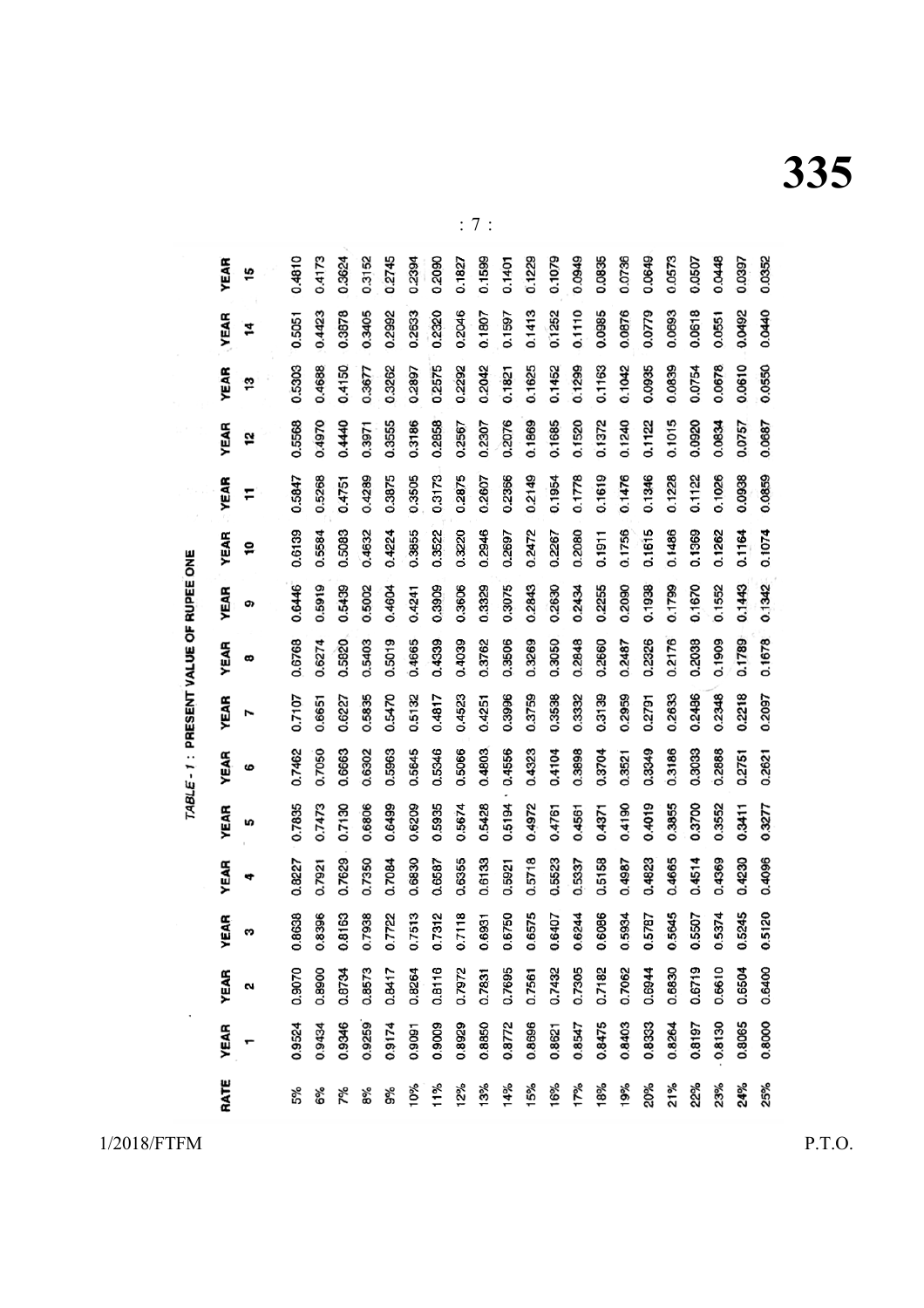TABLE - 1 : PRESENT VALUE OF RUPEE ONE

| RATE | YEAR 1 | YEAR 2 | YEAR 3 | YEAR 4 | YEAR 5 | YEAR 6 | YEAR 7 | YEAR 8 | YEAR 9 | YEAR 10 | YEAR 11 | YEAR 12 | YEAR 13 | YEAR 14 | YEAR 15 |
|---|---|---|---|---|---|---|---|---|---|---|---|---|---|---|---|
| 5% | 0.9524 | 0.9070 | 0.8638 | 0.8227 | 0.7835 | 0.7462 | 0.7107 | 0.6768 | 0.6446 | 0.6139 | 0.5847 | 0.5568 | 0.5303 | 0.5051 | 0.4810 |
| 6% | 0.9434 | 0.8900 | 0.8396 | 0.7921 | 0.7473 | 0.7050 | 0.6651 | 0.6274 | 0.5919 | 0.5584 | 0.5268 | 0.4970 | 0.4688 | 0.4423 | 0.4173 |
| 7% | 0.9346 | 0.8734 | 0.8163 | 0.7629 | 0.7130 | 0.6663 | 0.6227 | 0.5820 | 0.5439 | 0.5083 | 0.4751 | 0.4440 | 0.4150 | 0.3878 | 0.3624 |
| 8% | 0.9259 | 0.8573 | 0.7938 | 0.7350 | 0.6806 | 0.6302 | 0.5835 | 0.5403 | 0.5002 | 0.4632 | 0.4289 | 0.3971 | 0.3677 | 0.3405 | 0.3152 |
| 9% | 0.9174 | 0.8417 | 0.7722 | 0.7084 | 0.6499 | 0.5963 | 0.5470 | 0.5019 | 0.4604 | 0.4224 | 0.3875 | 0.3555 | 0.3262 | 0.2992 | 0.2745 |
| 10% | 0.9091 | 0.8264 | 0.7513 | 0.6830 | 0.6209 | 0.5645 | 0.5132 | 0.4665 | 0.4241 | 0.3855 | 0.3505 | 0.3186 | 0.2897 | 0.2633 | 0.2394 |
| 11% | 0.9009 | 0.8116 | 0.7312 | 0.6587 | 0.5935 | 0.5346 | 0.4817 | 0.4339 | 0.3909 | 0.3522 | 0.3173 | 0.2858 | 0.2575 | 0.2320 | 0.2090 |
| 12% | 0.8929 | 0.7972 | 0.7118 | 0.6355 | 0.5674 | 0.5066 | 0.4523 | 0.4039 | 0.3606 | 0.3220 | 0.2875 | 0.2567 | 0.2292 | 0.2046 | 0.1827 |
| 13% | 0.8850 | 0.7831 | 0.6931 | 0.6133 | 0.5428 | 0.4803 | 0.4251 | 0.3762 | 0.3329 | 0.2946 | 0.2607 | 0.2307 | 0.2042 | 0.1807 | 0.1599 |
| 14% | 0.8772 | 0.7695 | 0.6750 | 0.5921 | 0.5194 | 0.4556 | 0.3996 | 0.3506 | 0.3075 | 0.2697 | 0.2366 | 0.2076 | 0.1821 | 0.1597 | 0.1401 |
| 15% | 0.8696 | 0.7561 | 0.6575 | 0.5718 | 0.4972 | 0.4323 | 0.3759 | 0.3269 | 0.2843 | 0.2472 | 0.2149 | 0.1869 | 0.1625 | 0.1413 | 0.1229 |
| 16% | 0.8621 | 0.7432 | 0.6407 | 0.5523 | 0.4761 | 0.4104 | 0.3538 | 0.3050 | 0.2630 | 0.2267 | 0.1954 | 0.1685 | 0.1452 | 0.1252 | 0.1079 |
| 17% | 0.8547 | 0.7305 | 0.6244 | 0.5337 | 0.4561 | 0.3898 | 0.3332 | 0.2848 | 0.2434 | 0.2080 | 0.1778 | 0.1520 | 0.1299 | 0.1110 | 0.0949 |
| 18% | 0.8475 | 0.7182 | 0.6086 | 0.5158 | 0.4371 | 0.3704 | 0.3139 | 0.2660 | 0.2255 | 0.1911 | 0.1619 | 0.1372 | 0.1163 | 0.0985 | 0.0835 |
| 19% | 0.8403 | 0.7062 | 0.5934 | 0.4987 | 0.4190 | 0.3521 | 0.2959 | 0.2487 | 0.2090 | 0.1756 | 0.1476 | 0.1240 | 0.1042 | 0.0876 | 0.0736 |
| 20% | 0.8333 | 0.6944 | 0.5787 | 0.4823 | 0.4019 | 0.3349 | 0.2791 | 0.2326 | 0.1938 | 0.1615 | 0.1346 | 0.1122 | 0.0935 | 0.0779 | 0.0649 |
| 21% | 0.8264 | 0.6830 | 0.5645 | 0.4665 | 0.3855 | 0.3186 | 0.2633 | 0.2176 | 0.1799 | 0.1486 | 0.1228 | 0.1015 | 0.0839 | 0.0693 | 0.0573 |
| 22% | 0.8197 | 0.6719 | 0.5507 | 0.4514 | 0.3700 | 0.3033 | 0.2486 | 0.2038 | 0.1670 | 0.1369 | 0.1122 | 0.0920 | 0.0754 | 0.0618 | 0.0507 |
| 23% | 0.8130 | 0.6610 | 0.5374 | 0.4369 | 0.3552 | 0.2888 | 0.2348 | 0.1909 | 0.1552 | 0.1262 | 0.1026 | 0.0834 | 0.0678 | 0.0551 | 0.0448 |
| 24% | 0.8065 | 0.6504 | 0.5245 | 0.4230 | 0.3411 | 0.2751 | 0.2218 | 0.1789 | 0.1443 | 0.1164 | 0.0938 | 0.0757 | 0.0610 | 0.0492 | 0.0397 |
| 25% | 0.8000 | 0.6400 | 0.5120 | 0.4096 | 0.3277 | 0.2621 | 0.2097 | 0.1678 | 0.1342 | 0.1074 | 0.0859 | 0.0687 | 0.0550 | 0.0440 | 0.0352 |

1/2018/FTFM

P.T.O.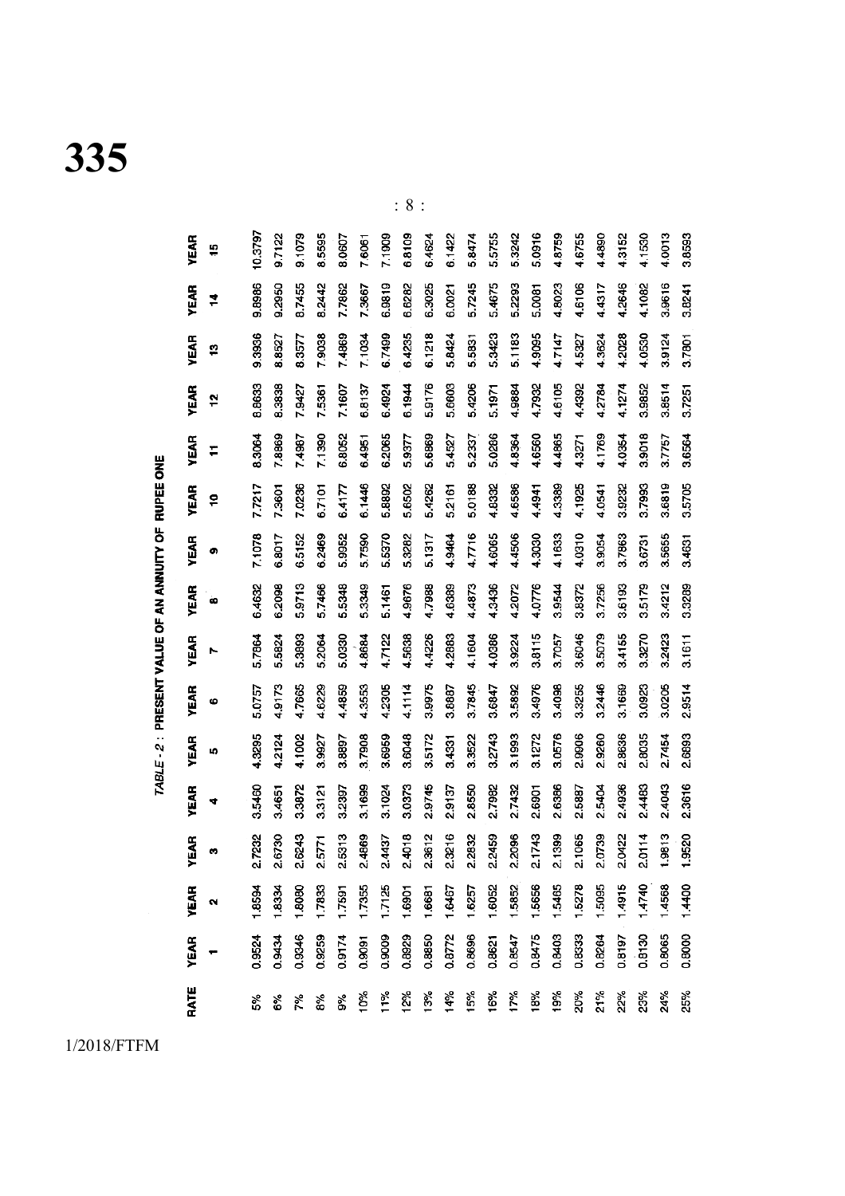*TABLE - 2 :* **PRESENT VALUE OF AN ANNUITY OF RUPEE ONE**

| RATE | YEAR 1 | YEAR 2 | YEAR 3 | YEAR 4 | YEAR 5 | YEAR 6 | YEAR 7 | YEAR 8 | YEAR 9 | YEAR 10 | YEAR 11 | YEAR 12 | YEAR 13 | YEAR 14 | YEAR 15 |
|---|---|---|---|---|---|---|---|---|---|---|---|---|---|---|---|
| 5% | 0.9524 | 1.8594 | 2.7232 | 3.5460 | 4.3295 | 5.0757 | 5.7864 | 6.4632 | 7.1078 | 7.7217 | 8.3064 | 8.8633 | 9.3936 | 9.8986 | 10.3797 |
| 6% | 0.9434 | 1.8334 | 2.6730 | 3.4651 | 4.2124 | 4.9173 | 5.5824 | 6.2098 | 6.8017 | 7.3601 | 7.8869 | 8.3838 | 8.8527 | 9.2950 | 9.7122 |
| 7% | 0.9346 | 1.8080 | 2.6243 | 3.3872 | 4.1002 | 4.7665 | 5.3893 | 5.9713 | 6.5152 | 7.0236 | 7.4987 | 7.9427 | 8.3577 | 8.7455 | 9.1079 |
| 8% | 0.9259 | 1.7833 | 2.5771 | 3.3121 | 3.9927 | 4.6229 | 5.2064 | 5.7466 | 6.2469 | 6.7101 | 7.1390 | 7.5361 | 7.9038 | 8.2442 | 8.5595 |
| 9% | 0.9174 | 1.7591 | 2.5313 | 3.2397 | 3.8897 | 4.4859 | 5.0330 | 5.5348 | 5.9952 | 6.4177 | 6.8052 | 7.1607 | 7.4869 | 7.7862 | 8.0607 |
| 10% | 0.9091 | 1.7355 | 2.4869 | 3.1699 | 3.7908 | 4.3553 | 4.8684 | 5.3349 | 5.7590 | 6.1446 | 6.4951 | 6.8137 | 7.1034 | 7.3667 | 7.6061 |
| 11% | 0.9009 | 1.7125 | 2.4437 | 3.1024 | 3.6959 | 4.2305 | 4.7122 | 5.1461 | 5.5370 | 5.8892 | 6.2065 | 6.4924 | 6.7499 | 6.9819 | 7.1909 |
| 12% | 0.8929 | 1.6901 | 2.4018 | 3.0373 | 3.6048 | 4.1114 | 4.5638 | 4.9676 | 5.3282 | 5.6502 | 5.9377 | 6.1944 | 6.4235 | 6.6282 | 6.8109 |
| 13% | 0.8850 | 1.6681 | 2.3612 | 2.9745 | 3.5172 | 3.9975 | 4.4226 | 4.7988 | 5.1317 | 5.4262 | 5.6869 | 5.9176 | 6.1218 | 6.3025 | 6.4624 |
| 14% | 0.8772 | 1.6467 | 2.3216 | 2.9137 | 3.4331 | 3.8887 | 4.2883 | 4.6389 | 4.9464 | 5.2161 | 5.4527 | 5.6603 | 5.8424 | 6.0021 | 6.1422 |
| 15% | 0.8696 | 1.6257 | 2.2832 | 2.8550 | 3.3522 | 3.7845 | 4.1604 | 4.4873 | 4.7716 | 5.0188 | 5.2337 | 5.4206 | 5.5831 | 5.7245 | 5.8474 |
| 16% | 0.8621 | 1.6052 | 2.2459 | 2.7982 | 3.2743 | 3.6847 | 4.0386 | 4.3436 | 4.6065 | 4.8332 | 5.0286 | 5.1971 | 5.3423 | 5.4675 | 5.5755 |
| 17% | 0.8547 | 1.5852 | 2.2096 | 2.7432 | 3.1993 | 3.5892 | 3.9224 | 4.2072 | 4.4506 | 4.6586 | 4.8364 | 4.9884 | 5.1183 | 5.2293 | 5.3242 |
| 18% | 0.8475 | 1.5656 | 2.1743 | 2.6901 | 3.1272 | 3.4976 | 3.8115 | 4.0776 | 4.3030 | 4.4941 | 4.6560 | 4.7932 | 4.9095 | 5.0081 | 5.0916 |
| 19% | 0.8403 | 1.5465 | 2.1399 | 2.6386 | 3.0576 | 3.4098 | 3.7057 | 3.9544 | 4.1633 | 4.3389 | 4.4865 | 4.6105 | 4.7147 | 4.8023 | 4.8759 |
| 20% | 0.8333 | 1.5278 | 2.1065 | 2.5887 | 2.9906 | 3.3255 | 3.6046 | 3.8372 | 4.0310 | 4.1925 | 4.3271 | 4.4392 | 4.5327 | 4.6106 | 4.6755 |
| 21% | 0.8264 | 1.5095 | 2.0739 | 2.5404 | 2.9260 | 3.2446 | 3.5079 | 3.7256 | 3.9054 | 4.0541 | 4.1769 | 4.2784 | 4.3624 | 4.4317 | 4.4890 |
| 22% | 0.8197 | 1.4915 | 2.0422 | 2.4936 | 2.8636 | 3.1669 | 3.4155 | 3.6193 | 3.7863 | 3.9232 | 4.0354 | 4.1274 | 4.2028 | 4.2646 | 4.3152 |
| 23% | 0.8130 | 1.4740 | 2.0114 | 2.4483 | 2.8035 | 3.0923 | 3.3270 | 3.5179 | 3.6731 | 3.7993 | 3.9018 | 3.9852 | 4.0530 | 4.1082 | 4.1530 |
| 24% | 0.8065 | 1.4568 | 1.9813 | 2.4043 | 2.7454 | 3.0205 | 3.2423 | 3.4212 | 3.5655 | 3.6819 | 3.7757 | 3.8514 | 3.9124 | 3.9616 | 4.0013 |
| 25% | 0.8000 | 1.4400 | 1.9520 | 2.3616 | 2.6893 | 2.9514 | 3.1611 | 3.3289 | 3.4631 | 3.5705 | 3.6564 | 3.7251 | 3.7801 | 3.8241 | 3.8593 |

1/2018/FTFM